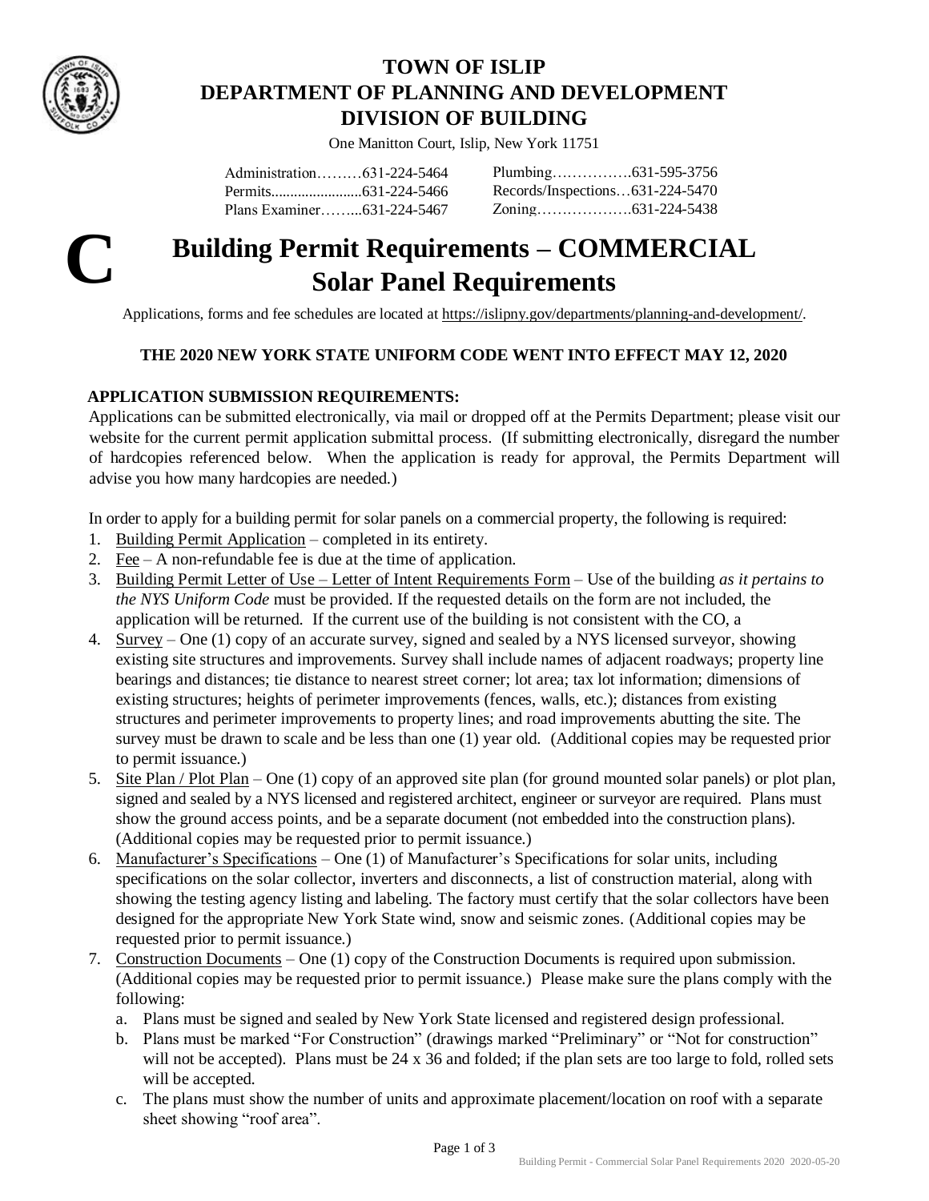# TOWN OF ISLIP
## DEPARTMENT OF PLANNING AND DEVELOPMENT
## DIVISION OF BUILDING

One Manitton Court, Islip, New York 11751

Administration………631-224-5464
Permits........................631-224-5466
Plans Examiner……...631-224-5467

Plumbing…………….631-595-3756
Records/Inspections…631-224-5470
Zoning……………….631-224-5438

**C**

# Building Permit Requirements – COMMERCIAL
# Solar Panel Requirements

Applications, forms and fee schedules are located at https://islipny.gov/departments/planning-and-development/.

**THE 2020 NEW YORK STATE UNIFORM CODE WENT INTO EFFECT MAY 12, 2020**

**APPLICATION SUBMISSION REQUIREMENTS:**

Applications can be submitted electronically, via mail or dropped off at the Permits Department; please visit our website for the current permit application submittal process. (If submitting electronically, disregard the number of hardcopies referenced below. When the application is ready for approval, the Permits Department will advise you how many hardcopies are needed.)

In order to apply for a building permit for solar panels on a commercial property, the following is required:

1. Building Permit Application – completed in its entirety.
2. Fee – A non-refundable fee is due at the time of application.
3. Building Permit Letter of Use – Letter of Intent Requirements Form – Use of the building *as it pertains to the NYS Uniform Code* must be provided. If the requested details on the form are not included, the application will be returned. If the current use of the building is not consistent with the CO, a
4. Survey – One (1) copy of an accurate survey, signed and sealed by a NYS licensed surveyor, showing existing site structures and improvements. Survey shall include names of adjacent roadways; property line bearings and distances; tie distance to nearest street corner; lot area; tax lot information; dimensions of existing structures; heights of perimeter improvements (fences, walls, etc.); distances from existing structures and perimeter improvements to property lines; and road improvements abutting the site. The survey must be drawn to scale and be less than one (1) year old. (Additional copies may be requested prior to permit issuance.)
5. Site Plan / Plot Plan – One (1) copy of an approved site plan (for ground mounted solar panels) or plot plan, signed and sealed by a NYS licensed and registered architect, engineer or surveyor are required. Plans must show the ground access points, and be a separate document (not embedded into the construction plans). (Additional copies may be requested prior to permit issuance.)
6. Manufacturer's Specifications – One (1) of Manufacturer's Specifications for solar units, including specifications on the solar collector, inverters and disconnects, a list of construction material, along with showing the testing agency listing and labeling. The factory must certify that the solar collectors have been designed for the appropriate New York State wind, snow and seismic zones. (Additional copies may be requested prior to permit issuance.)
7. Construction Documents – One (1) copy of the Construction Documents is required upon submission. (Additional copies may be requested prior to permit issuance.) Please make sure the plans comply with the following:
   a. Plans must be signed and sealed by New York State licensed and registered design professional.
   b. Plans must be marked "For Construction" (drawings marked "Preliminary" or "Not for construction" will not be accepted). Plans must be 24 x 36 and folded; if the plan sets are too large to fold, rolled sets will be accepted.
   c. The plans must show the number of units and approximate placement/location on roof with a separate sheet showing "roof area".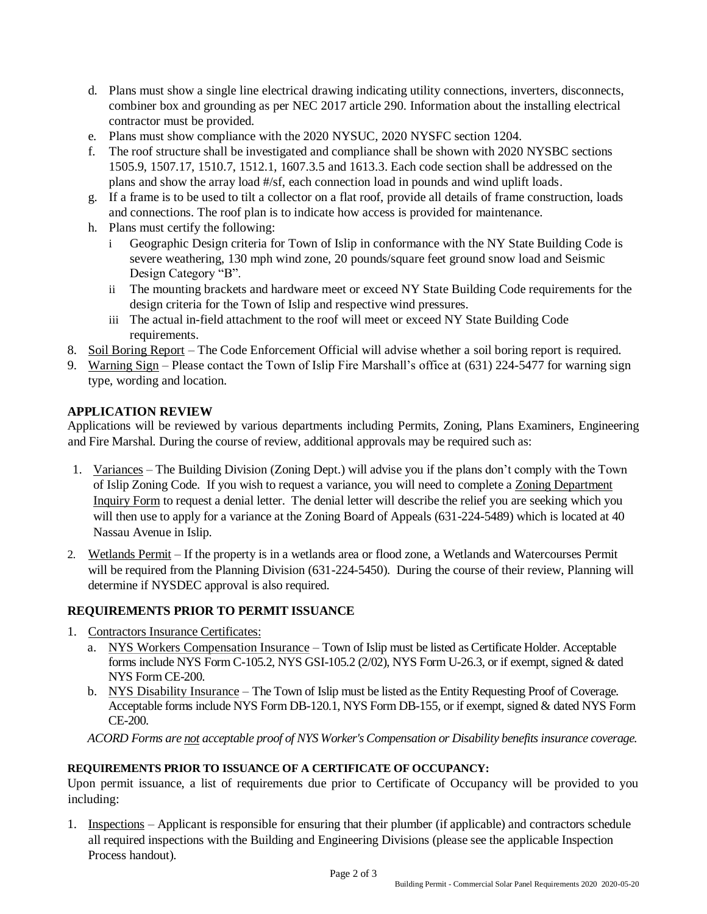d. Plans must show a single line electrical drawing indicating utility connections, inverters, disconnects, combiner box and grounding as per NEC 2017 article 290. Information about the installing electrical contractor must be provided.

e. Plans must show compliance with the 2020 NYSUC, 2020 NYSFC section 1204.

f. The roof structure shall be investigated and compliance shall be shown with 2020 NYSBC sections 1505.9, 1507.17, 1510.7, 1512.1, 1607.3.5 and 1613.3. Each code section shall be addressed on the plans and show the array load #/sf, each connection load in pounds and wind uplift loads.

g. If a frame is to be used to tilt a collector on a flat roof, provide all details of frame construction, loads and connections. The roof plan is to indicate how access is provided for maintenance.

h. Plans must certify the following:

   i Geographic Design criteria for Town of Islip in conformance with the NY State Building Code is severe weathering, 130 mph wind zone, 20 pounds/square feet ground snow load and Seismic Design Category "B".

   ii The mounting brackets and hardware meet or exceed NY State Building Code requirements for the design criteria for the Town of Islip and respective wind pressures.

   iii The actual in-field attachment to the roof will meet or exceed NY State Building Code requirements.

8. Soil Boring Report – The Code Enforcement Official will advise whether a soil boring report is required.
9. Warning Sign – Please contact the Town of Islip Fire Marshall's office at (631) 224-5477 for warning sign type, wording and location.

## APPLICATION REVIEW

Applications will be reviewed by various departments including Permits, Zoning, Plans Examiners, Engineering and Fire Marshal. During the course of review, additional approvals may be required such as:

1. Variances – The Building Division (Zoning Dept.) will advise you if the plans don't comply with the Town of Islip Zoning Code. If you wish to request a variance, you will need to complete a Zoning Department Inquiry Form to request a denial letter. The denial letter will describe the relief you are seeking which you will then use to apply for a variance at the Zoning Board of Appeals (631-224-5489) which is located at 40 Nassau Avenue in Islip.

2. Wetlands Permit – If the property is in a wetlands area or flood zone, a Wetlands and Watercourses Permit will be required from the Planning Division (631-224-5450). During the course of their review, Planning will determine if NYSDEC approval is also required.

## REQUIREMENTS PRIOR TO PERMIT ISSUANCE

1. Contractors Insurance Certificates:
   a. NYS Workers Compensation Insurance – Town of Islip must be listed as Certificate Holder. Acceptable forms include NYS Form C-105.2, NYS GSI-105.2 (2/02), NYS Form U-26.3, or if exempt, signed & dated NYS Form CE-200.
   b. NYS Disability Insurance – The Town of Islip must be listed as the Entity Requesting Proof of Coverage. Acceptable forms include NYS Form DB-120.1, NYS Form DB-155, or if exempt, signed & dated NYS Form CE-200.

*ACORD Forms are not acceptable proof of NYS Worker's Compensation or Disability benefits insurance coverage.*

### REQUIREMENTS PRIOR TO ISSUANCE OF A CERTIFICATE OF OCCUPANCY:

Upon permit issuance, a list of requirements due prior to Certificate of Occupancy will be provided to you including:

1. Inspections – Applicant is responsible for ensuring that their plumber (if applicable) and contractors schedule all required inspections with the Building and Engineering Divisions (please see the applicable Inspection Process handout).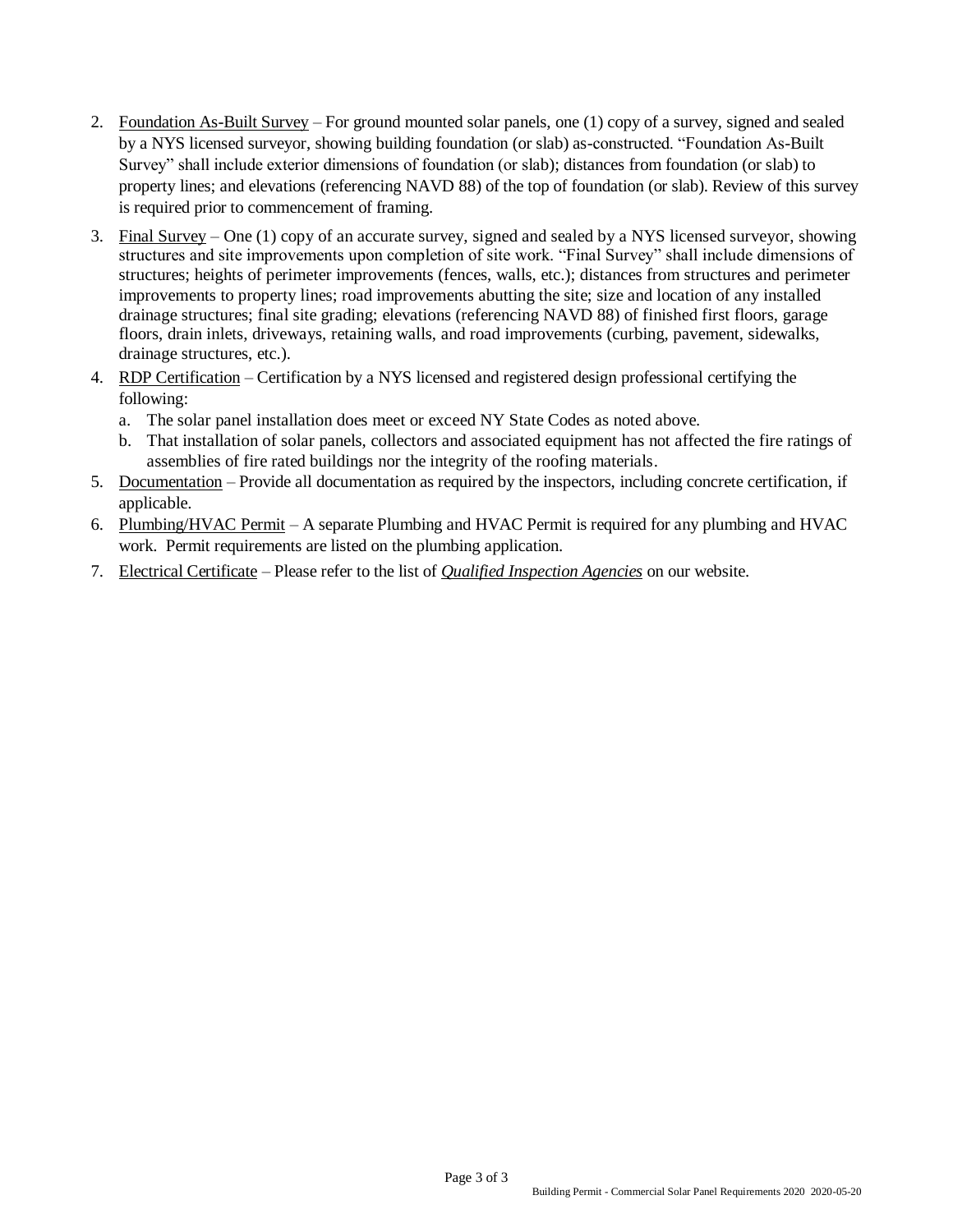2. Foundation As-Built Survey – For ground mounted solar panels, one (1) copy of a survey, signed and sealed by a NYS licensed surveyor, showing building foundation (or slab) as-constructed. "Foundation As-Built Survey" shall include exterior dimensions of foundation (or slab); distances from foundation (or slab) to property lines; and elevations (referencing NAVD 88) of the top of foundation (or slab). Review of this survey is required prior to commencement of framing.
3. Final Survey – One (1) copy of an accurate survey, signed and sealed by a NYS licensed surveyor, showing structures and site improvements upon completion of site work. "Final Survey" shall include dimensions of structures; heights of perimeter improvements (fences, walls, etc.); distances from structures and perimeter improvements to property lines; road improvements abutting the site; size and location of any installed drainage structures; final site grading; elevations (referencing NAVD 88) of finished first floors, garage floors, drain inlets, driveways, retaining walls, and road improvements (curbing, pavement, sidewalks, drainage structures, etc.).
4. RDP Certification – Certification by a NYS licensed and registered design professional certifying the following:
   a. The solar panel installation does meet or exceed NY State Codes as noted above.
   b. That installation of solar panels, collectors and associated equipment has not affected the fire ratings of assemblies of fire rated buildings nor the integrity of the roofing materials.
5. Documentation – Provide all documentation as required by the inspectors, including concrete certification, if applicable.
6. Plumbing/HVAC Permit – A separate Plumbing and HVAC Permit is required for any plumbing and HVAC work. Permit requirements are listed on the plumbing application.
7. Electrical Certificate – Please refer to the list of *Qualified Inspection Agencies* on our website.